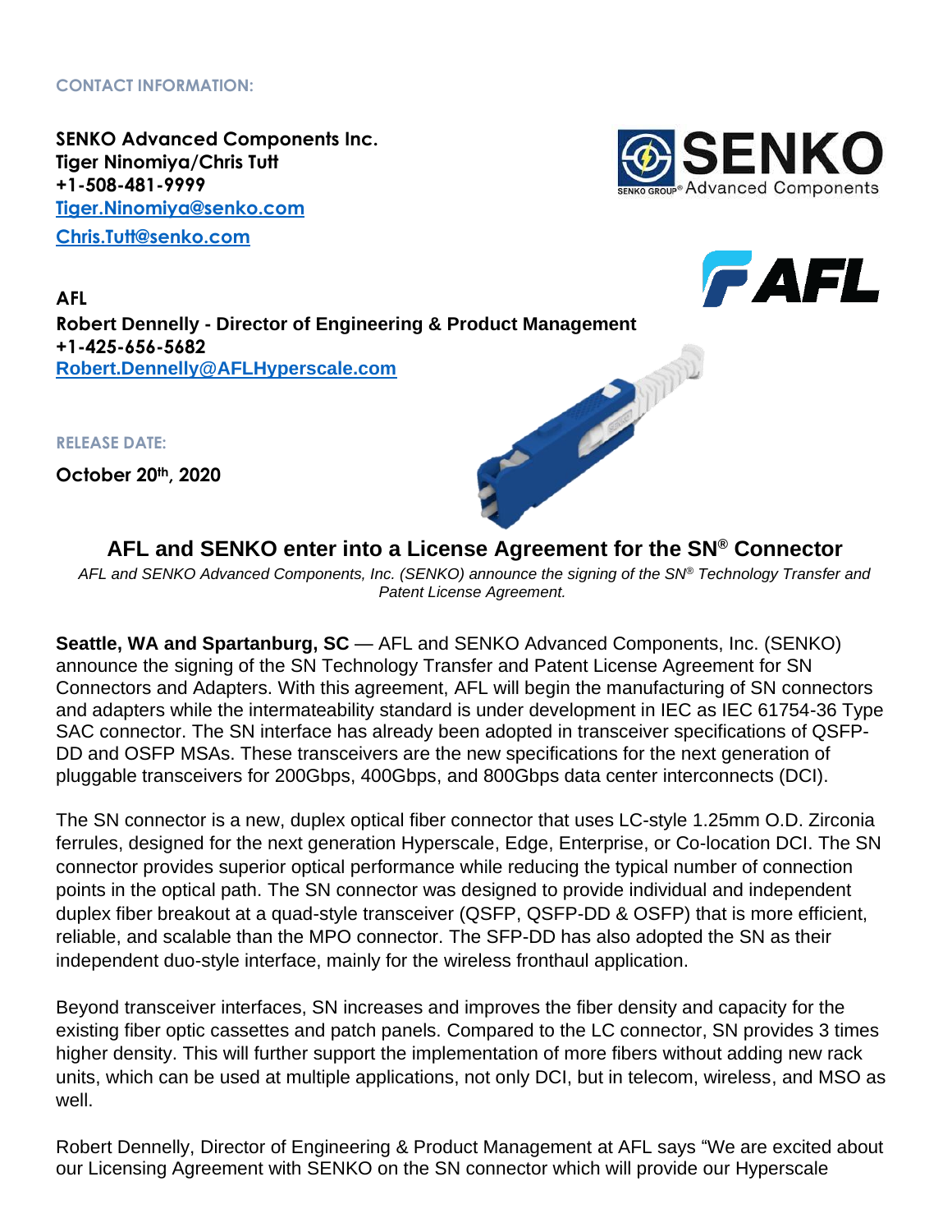**CONTACT INFORMATION:**

**SENKO Advanced Components Inc.**
**Tiger Ninomiya/Chris Tutt**
**+1-508-481-9999**
**[Tiger.Ninomiya@senko.com](mailto:Tiger.Ninomiya@senko.com)**
**[Chris.Tutt@senko.com](mailto:Chris.Tutt@senko.com)**

**AFL**
**Robert Dennelly - Director of Engineering & Product Management**
**+1-425-656-5682**
**[Robert.Dennelly@AFLHyperscale.com](mailto:Robert.Dennelly@AFLHyperscale.com)**

**RELEASE DATE:**

**October 20th, 2020**

## AFL and SENKO enter into a License Agreement for the SN® Connector

*AFL and SENKO Advanced Components, Inc. (SENKO) announce the signing of the SN® Technology Transfer and Patent License Agreement.*

**Seattle, WA and Spartanburg, SC** — AFL and SENKO Advanced Components, Inc. (SENKO) announce the signing of the SN Technology Transfer and Patent License Agreement for SN Connectors and Adapters. With this agreement, AFL will begin the manufacturing of SN connectors and adapters while the intermateability standard is under development in IEC as IEC 61754-36 Type SAC connector. The SN interface has already been adopted in transceiver specifications of QSFP-DD and OSFP MSAs. These transceivers are the new specifications for the next generation of pluggable transceivers for 200Gbps, 400Gbps, and 800Gbps data center interconnects (DCI).

The SN connector is a new, duplex optical fiber connector that uses LC-style 1.25mm O.D. Zirconia ferrules, designed for the next generation Hyperscale, Edge, Enterprise, or Co-location DCI. The SN connector provides superior optical performance while reducing the typical number of connection points in the optical path. The SN connector was designed to provide individual and independent duplex fiber breakout at a quad-style transceiver (QSFP, QSFP-DD & OSFP) that is more efficient, reliable, and scalable than the MPO connector. The SFP-DD has also adopted the SN as their independent duo-style interface, mainly for the wireless fronthaul application.

Beyond transceiver interfaces, SN increases and improves the fiber density and capacity for the existing fiber optic cassettes and patch panels. Compared to the LC connector, SN provides 3 times higher density. This will further support the implementation of more fibers without adding new rack units, which can be used at multiple applications, not only DCI, but in telecom, wireless, and MSO as well.

Robert Dennelly, Director of Engineering & Product Management at AFL says "We are excited about our Licensing Agreement with SENKO on the SN connector which will provide our Hyperscale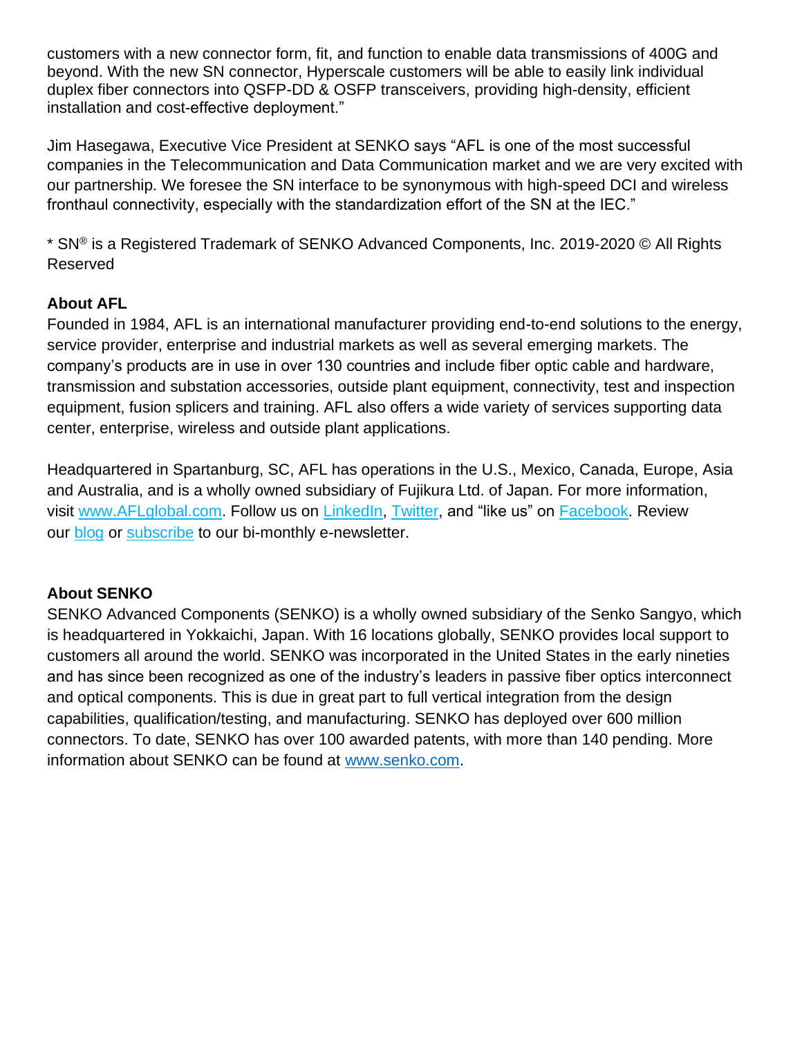customers with a new connector form, fit, and function to enable data transmissions of 400G and beyond. With the new SN connector, Hyperscale customers will be able to easily link individual duplex fiber connectors into QSFP-DD & OSFP transceivers, providing high-density, efficient installation and cost-effective deployment."

Jim Hasegawa, Executive Vice President at SENKO says "AFL is one of the most successful companies in the Telecommunication and Data Communication market and we are very excited with our partnership. We foresee the SN interface to be synonymous with high-speed DCI and wireless fronthaul connectivity, especially with the standardization effort of the SN at the IEC."

* SN® is a Registered Trademark of SENKO Advanced Components, Inc. 2019-2020 © All Rights Reserved

**About AFL**

Founded in 1984, AFL is an international manufacturer providing end-to-end solutions to the energy, service provider, enterprise and industrial markets as well as several emerging markets. The company's products are in use in over 130 countries and include fiber optic cable and hardware, transmission and substation accessories, outside plant equipment, connectivity, test and inspection equipment, fusion splicers and training. AFL also offers a wide variety of services supporting data center, enterprise, wireless and outside plant applications.

Headquartered in Spartanburg, SC, AFL has operations in the U.S., Mexico, Canada, Europe, Asia and Australia, and is a wholly owned subsidiary of Fujikura Ltd. of Japan. For more information, visit [www.AFLglobal.com](www.AFLglobal.com). Follow us on LinkedIn, Twitter, and "like us" on Facebook. Review our blog or subscribe to our bi-monthly e-newsletter.

**About SENKO**

SENKO Advanced Components (SENKO) is a wholly owned subsidiary of the Senko Sangyo, which is headquartered in Yokkaichi, Japan. With 16 locations globally, SENKO provides local support to customers all around the world. SENKO was incorporated in the United States in the early nineties and has since been recognized as one of the industry's leaders in passive fiber optics interconnect and optical components. This is due in great part to full vertical integration from the design capabilities, qualification/testing, and manufacturing. SENKO has deployed over 600 million connectors. To date, SENKO has over 100 awarded patents, with more than 140 pending. More information about SENKO can be found at [www.senko.com](www.senko.com).